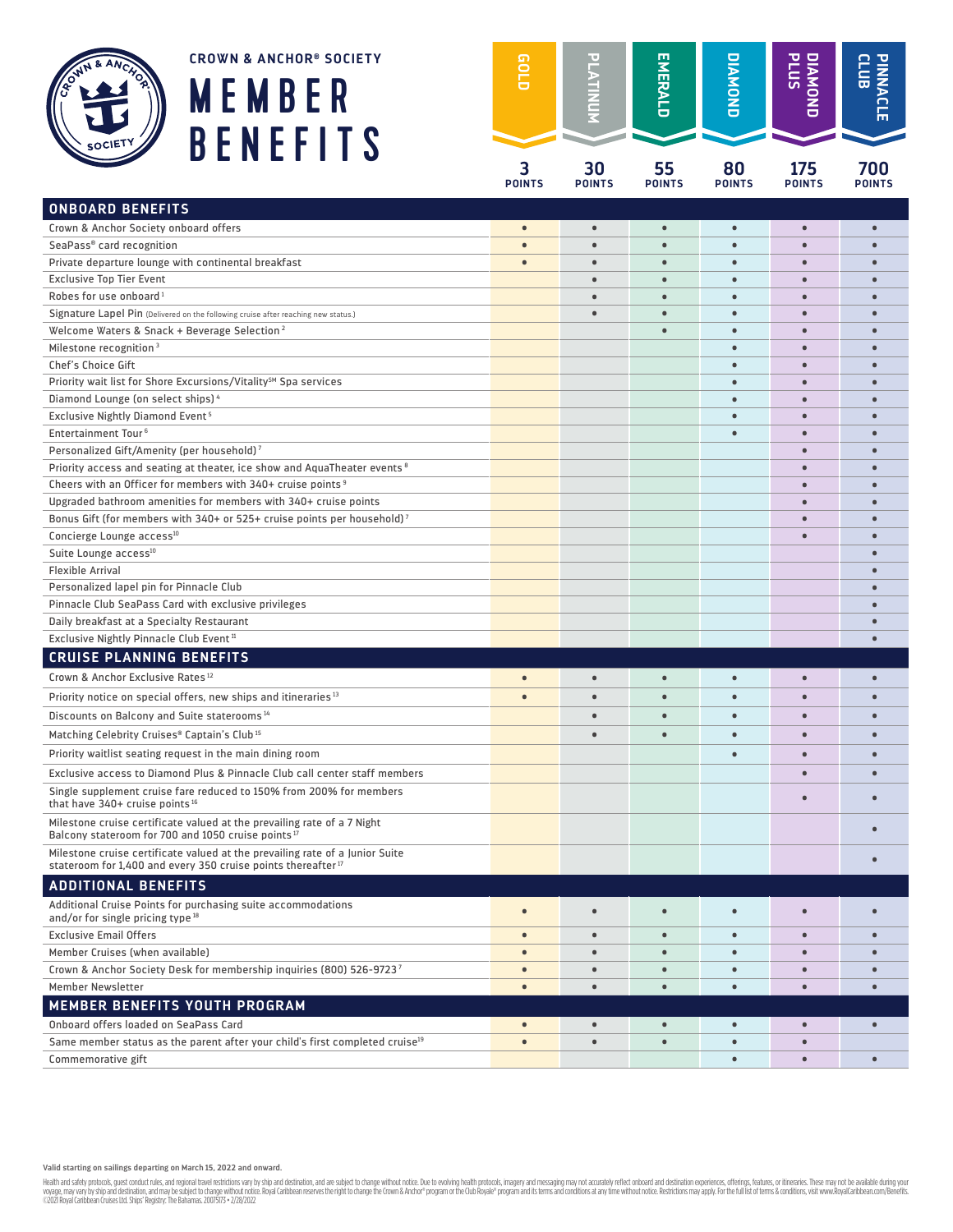# CROWN & ANCHOR® SOCIETY

# MEMBER BENEFITS

| | GOLD | PLATINUM | EMERALD | DIAMOND | DIAMOND PLUS | PINNACLE CLUB |
|---|---|---|---|---|---|---|
| | 3 POINTS | 30 POINTS | 55 POINTS | 80 POINTS | 175 POINTS | 700 POINTS |
| **ONBOARD BENEFITS** | | | | | | |
| Crown & Anchor Society onboard offers | • | • | • | • | • | • |
| SeaPass® card recognition | • | • | • | • | • | • |
| Private departure lounge with continental breakfast | • | • | • | • | • | • |
| Exclusive Top Tier Event | | • | • | • | • | • |
| Robes for use onboard [1] | | • | • | • | • | • |
| Signature Lapel Pin (Delivered on the following cruise after reaching new status.) | | • | • | • | • | • |
| Welcome Waters & Snack + Beverage Selection [2] | | | • | • | • | • |
| Milestone recognition [3] | | | | • | • | • |
| Chef's Choice Gift | | | | • | • | • |
| Priority wait list for Shore Excursions/Vitality℠ Spa services | | | | • | • | • |
| Diamond Lounge (on select ships) [4] | | | | • | • | • |
| Exclusive Nightly Diamond Event [5] | | | | • | • | • |
| Entertainment Tour [6] | | | | • | • | • |
| Personalized Gift/Amenity (per household) [7] | | | | | • | • |
| Priority access and seating at theater, ice show and AquaTheater events [8] | | | | | • | • |
| Cheers with an Officer for members with 340+ cruise points [9] | | | | | • | • |
| Upgraded bathroom amenities for members with 340+ cruise points | | | | | • | • |
| Bonus Gift (for members with 340+ or 525+ cruise points per household) [7] | | | | | • | • |
| Concierge Lounge access [10] | | | | | • | • |
| Suite Lounge access [10] | | | | | | • |
| Flexible Arrival | | | | | | • |
| Personalized lapel pin for Pinnacle Club | | | | | | • |
| Pinnacle Club SeaPass Card with exclusive privileges | | | | | | • |
| Daily breakfast at a Specialty Restaurant | | | | | | • |
| Exclusive Nightly Pinnacle Club Event [11] | | | | | | • |
| **CRUISE PLANNING BENEFITS** | | | | | | |
| Crown & Anchor Exclusive Rates [12] | • | • | • | • | • | • |
| Priority notice on special offers, new ships and itineraries [13] | • | • | • | • | • | • |
| Discounts on Balcony and Suite staterooms [14] | | • | • | • | • | • |
| Matching Celebrity Cruises® Captain's Club [15] | | • | • | • | • | • |
| Priority waitlist seating request in the main dining room | | | | • | • | • |
| Exclusive access to Diamond Plus & Pinnacle Club call center staff members | | | | | • | • |
| Single supplement cruise fare reduced to 150% from 200% for members that have 340+ cruise points [16] | | | | | • | • |
| Milestone cruise certificate valued at the prevailing rate of a 7 Night Balcony stateroom for 700 and 1050 cruise points [17] | | | | | | • |
| Milestone cruise certificate valued at the prevailing rate of a Junior Suite stateroom for 1,400 and every 350 cruise points thereafter [17] | | | | | | • |
| **ADDITIONAL BENEFITS** | | | | | | |
| Additional Cruise Points for purchasing suite accommodations and/or for single pricing type [18] | • | • | • | • | • | • |
| Exclusive Email Offers | • | • | • | • | • | • |
| Member Cruises (when available) | • | • | • | • | • | • |
| Crown & Anchor Society Desk for membership inquiries (800) 526-9723 [7] | • | • | • | • | • | • |
| Member Newsletter | • | • | • | • | • | • |
| **MEMBER BENEFITS YOUTH PROGRAM** | | | | | | |
| Onboard offers loaded on SeaPass Card | • | • | • | • | • | • |
| Same member status as the parent after your child's first completed cruise [19] | • | • | • | • | • | |
| Commemorative gift | | | | • | • | • |

**Valid starting on sailings departing on March 15, 2022 and onward.**

Health and safety protocols, guest conduct rules, and regional travel restrictions vary by ship and destination, and are subject to change without notice. Due to evolving health protocols, imagery and messaging may not accurately reflect onboard and destination experiences, offerings, features, or itineraries. These may not be available during your voyage, may vary by ship and destination, and may be subject to change without notice. Royal Caribbean reserves the right to change the Crown & Anchor® program or the Club Royale® program and its terms and conditions at any time without notice. Restrictions may apply. For the full list of terms & conditions, visit www.RoyalCaribbean.com/Benefits. ©2021 Royal Caribbean Cruises Ltd. Ships' Registry: The Bahamas. 20075173 • 2/28/2022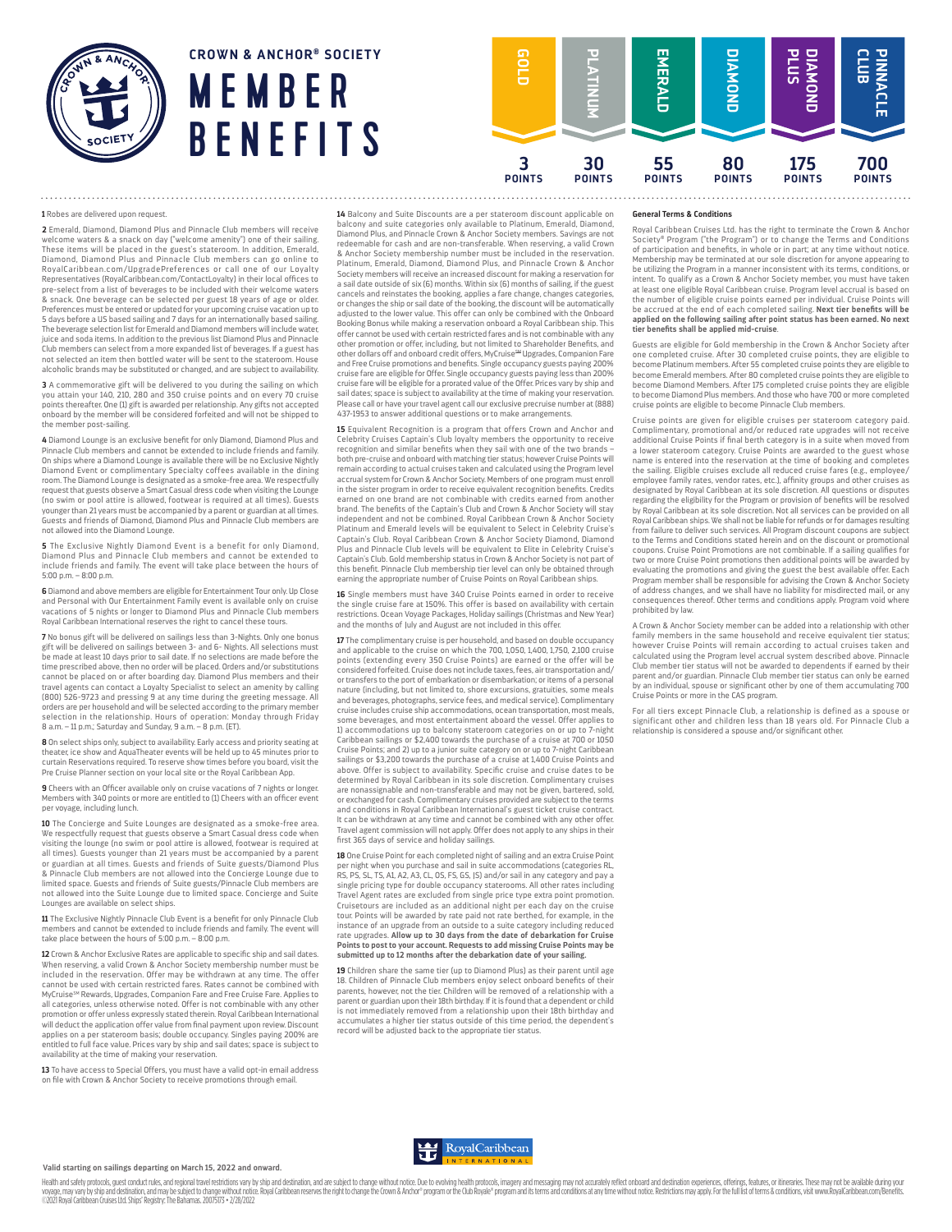# CROWN & ANCHOR® SOCIETY

# MEMBER BENEFITS

| GOLD | PLATINUM | EMERALD | DIAMOND | DIAMOND PLUS | PINNACLE CLUB |
|---|---|---|---|---|---|
| 3 POINTS | 30 POINTS | 55 POINTS | 80 POINTS | 175 POINTS | 700 POINTS |

**1** Robes are delivered upon request.

**2** Emerald, Diamond, Diamond Plus and Pinnacle Club members will receive welcome waters & a snack on day ("welcome amenity") one of their sailing. These items will be placed in the guest's stateroom. In addition, Emerald, Diamond, Diamond Plus and Pinnacle Club members can go online to RoyalCaribbean.com/UpgradePreferences or call one of our Loyalty Representatives (RoyalCaribbean.com/ContactLoyalty) in their local offices to pre-select from a list of beverages to be included with their welcome waters & snack. One beverage can be selected per guest 18 years of age or older. Preferences must be entered or updated for your upcoming cruise vacation up to 5 days before a US based sailing and 7 days for an internationally based sailing. The beverage selection list for Emerald and Diamond members will include water, juice and soda items. In addition to the previous list Diamond Plus and Pinnacle Club members can select from a more expanded list of beverages. If a guest has not selected an item then bottled water will be sent to the stateroom. House alcoholic brands may be substituted or changed, and are subject to availability.

**3** A commemorative gift will be delivered to you during the sailing on which you attain your 140, 210, 280 and 350 cruise points and on every 70 cruise points thereafter. One (1) gift is awarded per relationship. Any gifts not accepted onboard by the member will be considered forfeited and will not be shipped to the member post-sailing.

**4** Diamond Lounge is an exclusive benefit for only Diamond, Diamond Plus and Pinnacle Club members and cannot be extended to include friends and family. On ships where a Diamond Lounge is available there will be no Exclusive Nightly Diamond Event or complimentary Specialty coffees available in the dining room. The Diamond Lounge is designated as a smoke-free area. We respectfully request that guests observe a Smart Casual dress code when visiting the Lounge (no swim or pool attire is allowed, footwear is required at all times). Guests younger than 21 years must be accompanied by a parent or guardian at all times. Guests and friends of Diamond, Diamond Plus and Pinnacle Club members are not allowed into the Diamond Lounge.

**5** The Exclusive Nightly Diamond Event is a benefit for only Diamond, Diamond Plus and Pinnacle Club members and cannot be extended to include friends and family. The event will take place between the hours of 5:00 p.m. – 8:00 p.m.

**6** Diamond and above members are eligible for Entertainment Tour only. Up Close and Personal with Our Entertainment Family event is available only on cruise vacations of 5 nights or longer to Diamond Plus and Pinnacle Club members Royal Caribbean International reserves the right to cancel these tours.

**7** No bonus gift will be delivered on sailings less than 3-Nights. Only one bonus gift will be delivered on sailings between 3- and 6- Nights. All selections must be made at least 10 days prior to sail date. If no selections are made before the time prescribed above, then no order will be placed. Orders and/or substitutions cannot be placed on or after boarding day. Diamond Plus members and their travel agents can contact a Loyalty Specialist to select an amenity by calling (800) 526-9723 and pressing 9 at any time during the greeting message. All orders are per household and will be selected according to the primary member selection in the relationship. Hours of operation: Monday through Friday 8 a.m. – 11 p.m.; Saturday and Sunday, 9 a.m. – 8 p.m. (ET).

**8** On select ships only, subject to availability. Early access and priority seating at theater, ice show and AquaTheater events will be held up to 45 minutes prior to curtain Reservations required. To reserve show times before you board, visit the Pre Cruise Planner section on your local site or the Royal Caribbean App.

**9** Cheers with an Officer available only on cruise vacations of 7 nights or longer. Members with 340 points or more are entitled to (1) Cheers with an officer event per voyage, including lunch.

**10** The Concierge and Suite Lounges are designated as a smoke-free area. We respectfully request that guests observe a Smart Casual dress code when visiting the lounge (no swim or pool attire is allowed, footwear is required at all times). Guests younger than 21 years must be accompanied by a parent or guardian at all times. Guests and friends of Suite guests/Diamond Plus & Pinnacle Club members are not allowed into the Concierge Lounge due to limited space. Guests and friends of Suite guests/Pinnacle Club members are not allowed into the Suite Lounge due to limited space. Concierge and Suite Lounges are available on select ships.

**11** The Exclusive Nightly Pinnacle Club Event is a benefit for only Pinnacle Club members and cannot be extended to include friends and family. The event will take place between the hours of 5:00 p.m. – 8:00 p.m.

**12** Crown & Anchor Exclusive Rates are applicable to specific ship and sail dates. When reserving, a valid Crown & Anchor Society membership number must be included in the reservation. Offer may be withdrawn at any time. The offer cannot be used with certain restricted fares. Rates cannot be combined with MyCruise℠ Rewards, Upgrades, Companion Fare and Free Cruise Fare. Applies to all categories, unless otherwise noted. Offer is not combinable with any other promotion or offer unless expressly stated therein. Royal Caribbean International will deduct the application offer value from final payment upon review. Discount applies on a per stateroom basis; double occupancy. Singles paying 200% are entitled to full fare value. Prices vary by ship and sail dates; space is subject to availability at the time of making your reservation.

**13** To have access to Special Offers, you must have a valid opt-in email address on file with Crown & Anchor Society to receive promotions through email.

**14** Balcony and Suite Discounts are a per stateroom discount applicable on balcony and suite categories only available to Platinum, Emerald, Diamond, Diamond Plus, and Pinnacle Crown & Anchor Society members. Savings are not redeemable for cash and are non-transferable. When reserving, a valid Crown & Anchor Society membership number must be included in the reservation. Platinum, Emerald, Diamond, Diamond Plus, and Pinnacle Crown & Anchor Society members will receive an increased discount for making a reservation for a sail date outside of six (6) months. Within six (6) months of sailing, if the guest cancels and reinstates the booking, applies a fare change, changes categories, or changes the ship or sail date of the booking, the discount will be automatically adjusted to the lower value. This offer can only be combined with the Onboard Booking Bonus while making a reservation onboard a Royal Caribbean ship. This offer cannot be used with certain restricted fares and is not combinable with any other promotion or offer, including, but not limited to Shareholder Benefits, and other dollars off and onboard credit offers, MyCruise℠ Upgrades, Companion Fare and Free Cruise promotions and benefits. Single occupancy guests paying 200% cruise fare are eligible for Offer. Single occupancy guests paying less than 200% cruise fare will be eligible for a prorated value of the Offer. Prices vary by ship and sail dates; space is subject to availability at the time of making your reservation. Please call or have your travel agent call our exclusive precruise number at (888) 437-1953 to answer additional questions or to make arrangements.

**15** Equivalent Recognition is a program that offers Crown and Anchor and Celebrity Cruises Captain's Club loyalty members the opportunity to receive recognition and similar benefits when they sail with one of the two brands – both pre-cruise and onboard with matching tier status; however Cruise Points will remain according to actual cruises taken and calculated using the Program level accrual system for Crown & Anchor Society. Members of one program must enroll in the sister program in order to receive equivalent recognition benefits. Credits earned on one brand are not combinable with credits earned from another brand. The benefits of the Captain's Club and Crown & Anchor Society will stay independent and not be combined. Royal Caribbean Crown & Anchor Society Platinum and Emerald levels will be equivalent to Select in Celebrity Cruise's Captain's Club. Royal Caribbean Crown & Anchor Society Diamond, Diamond Plus and Pinnacle Club levels will be equivalent to Elite in Celebrity Cruise's Captain's Club. Gold membership status in Crown & Anchor Society is not part of this benefit. Pinnacle Club membership tier level can only be obtained through earning the appropriate number of Cruise Points on Royal Caribbean ships.

**16** Single members must have 340 Cruise Points earned in order to receive the single cruise fare at 150%. This offer is based on availability with certain restrictions. Ocean Voyage Packages, Holiday sailings (Christmas and New Year) and the months of July and August are not included in this offer.

**17** The complimentary cruise is per household, and based on double occupancy and applicable to the cruise on which the 700, 1,050, 1,400, 1,750, 2,100 cruise points (extending every 350 Cruise Points) are earned or the offer will be considered forfeited. Cruise does not include taxes, fees, air transportation and/or transfers to the port of embarkation or disembarkation; or items of a personal nature (including, but not limited to, shore excursions, gratuities, some meals and beverages, photographs, service fees, and medical service). Complimentary cruise includes cruise ship accommodations, ocean transportation, most meals, some beverages, and most entertainment aboard the vessel. Offer applies to 1) accommodations up to balcony stateroom categories on or up to 7-night Caribbean sailings or $2,400 towards the purchase of a cruise at 700 or 1050 Cruise Points; and 2) up to a junior suite category on or up to 7-night Caribbean sailings or $3,200 towards the purchase of a cruise at 1,400 Cruise Points and above. Offer is subject to availability. Specific cruise and cruise dates to be determined by Royal Caribbean in its sole discretion. Complimentary cruises are nonassignable and non-transferable and may not be given, bartered, sold, or exchanged for cash. Complimentary cruises provided are subject to the terms and conditions in Royal Caribbean International's guest ticket cruise contract. It can be withdrawn at any time and cannot be combined with any other offer. Travel agent commission will not apply. Offer does not apply to any ships in their first 365 days of service and holiday sailings.

**18** One Cruise Point for each completed night of sailing and an extra Cruise Point per night when you purchase and sail in suite accommodations (categories RL, RS, PS, SL, TS, A1, A2, A3, CL, OS, FS, GS, JS) and/or sail in any category and pay a single pricing type for double occupancy staterooms. All other rates including Travel Agent rates are excluded from single price type extra point promotion. Cruisetours are included as an additional night per each day on the cruise tour. Points will be awarded by rate paid not rate berthed, for example, in the instance of an upgrade from an outside to a suite category including reduced rate upgrades. **Allow up to 30 days from the date of debarkation for Cruise Points to post to your account. Requests to add missing Cruise Points may be submitted up to 12 months after the debarkation date of your sailing.**

**19** Children share the same tier (up to Diamond Plus) as their parent until age 18. Children of Pinnacle Club members enjoy select onboard benefits of their parents, however, not the tier. Children will be removed of a relationship with a parent or guardian upon their 18th birthday. If it is found that a dependent or child is not immediately removed from a relationship upon their 18th birthday and accumulates a higher tier status outside of this time period, the dependent's record will be adjusted back to the appropriate tier status.

**General Terms & Conditions**

Royal Caribbean Cruises Ltd. has the right to terminate the Crown & Anchor Society® Program ("the Program") or to change the Terms and Conditions of participation and benefits, in whole or in part; at any time without notice. Membership may be terminated at our sole discretion for anyone appearing to be utilizing the Program in a manner inconsistent with its terms, conditions, or intent. To qualify as a Crown & Anchor Society member, you must have taken at least one eligible Royal Caribbean cruise. Program level accrual is based on the number of eligible cruise points earned per individual. Cruise Points will be accrued at the end of each completed sailing. **Next tier benefits will be applied on the following sailing after point status has been earned. No next tier benefits shall be applied mid-cruise**.

Guests are eligible for Gold membership in the Crown & Anchor Society after one completed cruise. After 30 completed cruise points, they are eligible to become Platinum members. After 55 completed cruise points they are eligible to become Emerald members. After 80 completed cruise points they are eligible to become Diamond Members. After 175 completed cruise points they are eligible to become Diamond Plus members. And those who have 700 or more completed cruise points are eligible to become Pinnacle Club members.

Cruise points are given for eligible cruises per stateroom category paid. Complimentary, promotional and/or reduced rate upgrades will not receive additional Cruise Points if final berth category is in a suite when moved from a lower stateroom category. Cruise Points are awarded to the guest whose name is entered into the reservation at the time of booking and completes the sailing. Eligible cruises exclude all reduced cruise fares (e.g., employee/employee family rates, vendor rates, etc.), affinity groups and other cruises as designated by Royal Caribbean at its sole discretion. All questions or disputes regarding the eligibility for the Program or provision of benefits will be resolved by Royal Caribbean at its sole discretion. Not all services can be provided on all Royal Caribbean ships. We shall not be liable for refunds or for damages resulting from failure to deliver such services. All Program discount coupons are subject to the Terms and Conditions stated herein and on the discount or promotional coupons. Cruise Point Promotions are not combinable. If a sailing qualifies for two or more Cruise Point promotions then additional points will be awarded by evaluating the promotions and giving the guest the best available offer. Each Program member shall be responsible for advising the Crown & Anchor Society of address changes, and we shall have no liability for misdirected mail, or any consequences thereof. Other terms and conditions apply. Program void where prohibited by law.

A Crown & Anchor Society member can be added into a relationship with other family members in the same household and receive equivalent tier status; however Cruise Points will remain according to actual cruises taken and calculated using the Program level accrual system described above. Pinnacle Club member tier status will not be awarded to dependents if earned by their parent and/or guardian. Pinnacle Club member tier status can only be earned by an individual, spouse or significant other by one of them accumulating 700 Cruise Points or more in the CAS program.

For all tiers except Pinnacle Club, a relationship is defined as a spouse or significant other and children less than 18 years old. For Pinnacle Club a relationship is considered a spouse and/or significant other.

**Valid starting on sailings departing on March 15, 2022 and onward.**

Royal Caribbean INTERNATIONAL

Health and safety protocols, guest conduct rules, and regional travel restrictions vary by ship and destination, and are subject to change without notice. Due to evolving health protocols, imagery and messaging may not accurately reflect onboard and destination experiences, offerings, features, or itineraries. These may not be available during your voyage, may vary by ship and destination, and may be subject to change without notice. Royal Caribbean reserves the right to change the Crown & Anchor® program or the Club Royale® program and its terms and conditions at any time without notice. Restrictions may apply. For the full list of terms & conditions, visit www.RoyalCaribbean.com/Benefits. ©2021 Royal Caribbean Cruises Ltd. Ships' Registry: The Bahamas. 20075173 • 2/28/2022